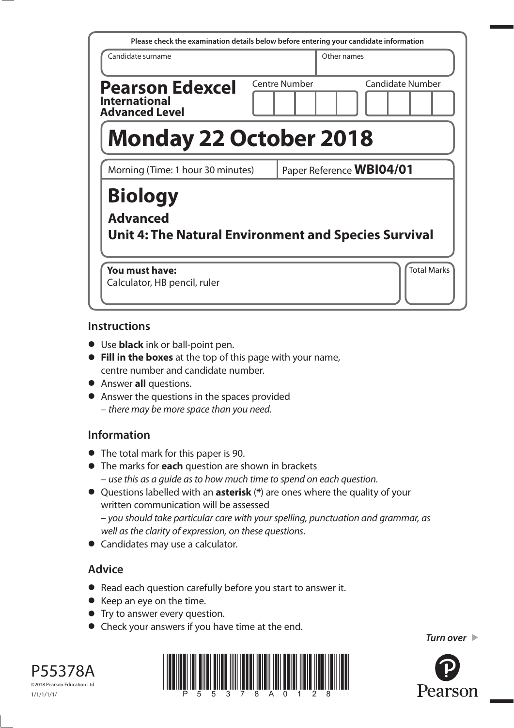Please check the examination details below before entering your candidate information

| Candidate surname | Other names |
|---|---|
| | |

**Pearson Edexcel International Advanced Level**

Centre Number | Candidate Number

# Monday 22 October 2018

Morning (Time: 1 hour 30 minutes) | Paper Reference **WBI04/01**

# Biology

## Advanced

## Unit 4: The Natural Environment and Species Survival

**You must have:**
Calculator, HB pencil, ruler

Total Marks

## Instructions

- Use **black** ink or ball-point pen.
- **Fill in the boxes** at the top of this page with your name, centre number and candidate number.
- Answer **all** questions.
- Answer the questions in the spaces provided
  – *there may be more space than you need*.

## Information

- The total mark for this paper is 90.
- The marks for **each** question are shown in brackets
  – *use this as a guide as to how much time to spend on each question*.
- Questions labelled with an **asterisk** (**\***) are ones where the quality of your written communication will be assessed
  – *you should take particular care with your spelling, punctuation and grammar, as well as the clarity of expression, on these questions*.
- Candidates may use a calculator.

## Advice

- Read each question carefully before you start to answer it.
- Keep an eye on the time.
- Try to answer every question.
- Check your answers if you have time at the end.

*Turn over* ▶

P55378A

©2018 Pearson Education Ltd.

1/1/1/1/1/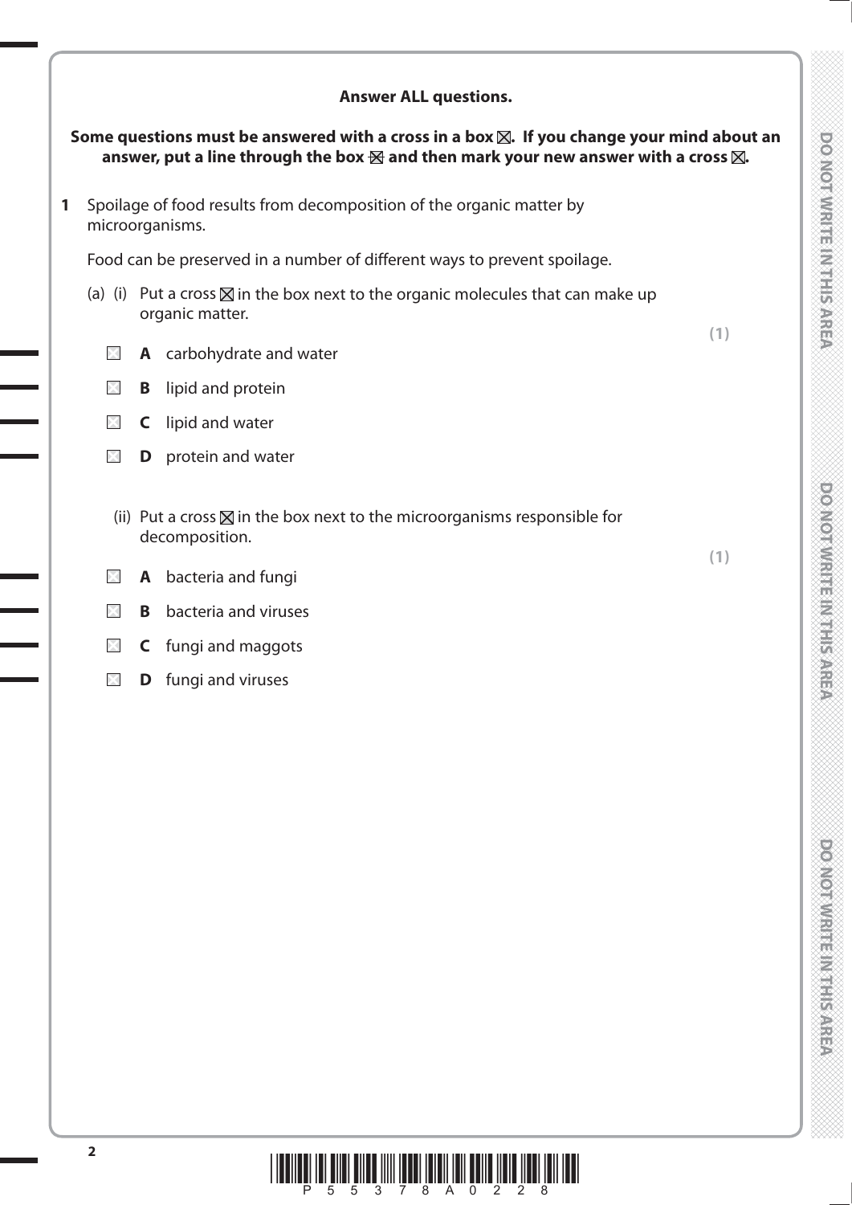**Answer ALL questions.**

**Some questions must be answered with a cross in a box ☒. If you change your mind about an answer, put a line through the box ☒ and then mark your new answer with a cross ☒.**

**1** Spoilage of food results from decomposition of the organic matter by microorganisms.

Food can be preserved in a number of different ways to prevent spoilage.

(a) (i) Put a cross ☒ in the box next to the organic molecules that can make up organic matter.

**(1)**

☐ **A** carbohydrate and water

☐ **B** lipid and protein

☐ **C** lipid and water

☐ **D** protein and water

(ii) Put a cross ☒ in the box next to the microorganisms responsible for decomposition.

**(1)**

☐ **A** bacteria and fungi

☐ **B** bacteria and viruses

☐ **C** fungi and maggots

☐ **D** fungi and viruses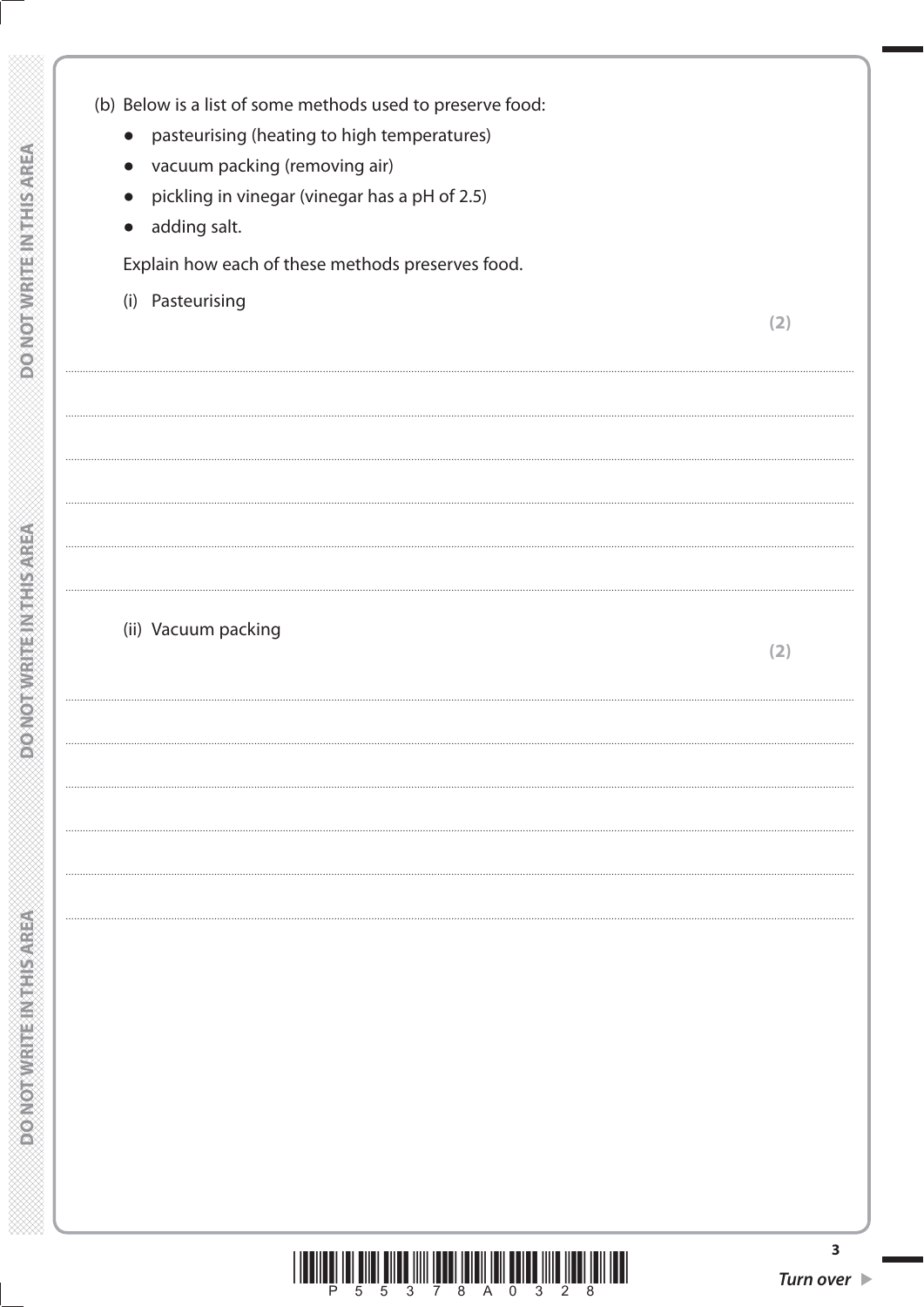(b) Below is a list of some methods used to preserve food:

- pasteurising (heating to high temperatures)
- vacuum packing (removing air)
- pickling in vinegar (vinegar has a pH of 2.5)
- adding salt.

Explain how each of these methods preserves food.

(i) Pasteurising **(2)**

...................................................................................................................................................

...................................................................................................................................................

...................................................................................................................................................

...................................................................................................................................................

...................................................................................................................................................

(ii) Vacuum packing **(2)**

...................................................................................................................................................

...................................................................................................................................................

...................................................................................................................................................

...................................................................................................................................................

...................................................................................................................................................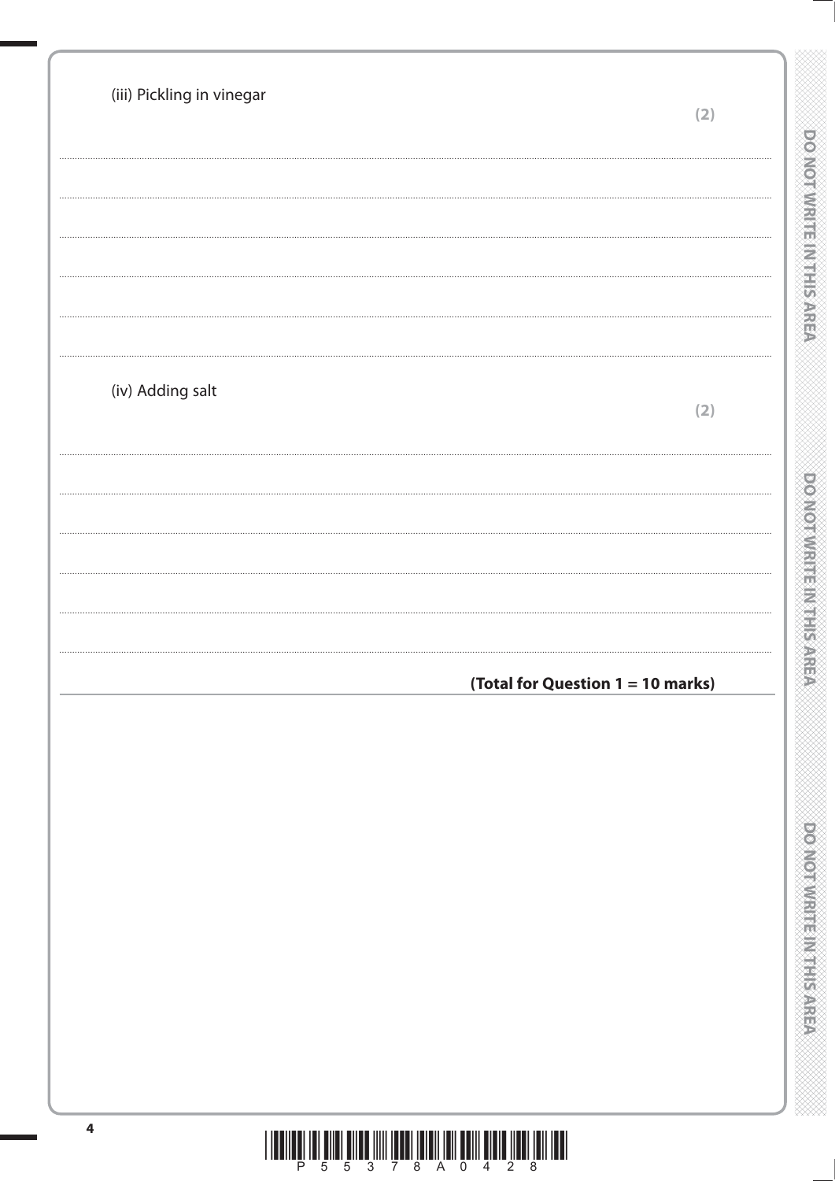(iii) Pickling in vinegar

**(2)**

..............................................................................................................................................

..............................................................................................................................................

..............................................................................................................................................

..............................................................................................................................................

..............................................................................................................................................

(iv) Adding salt

**(2)**

..............................................................................................................................................

..............................................................................................................................................

..............................................................................................................................................

..............................................................................................................................................

..............................................................................................................................................

**(Total for Question 1 = 10 marks)**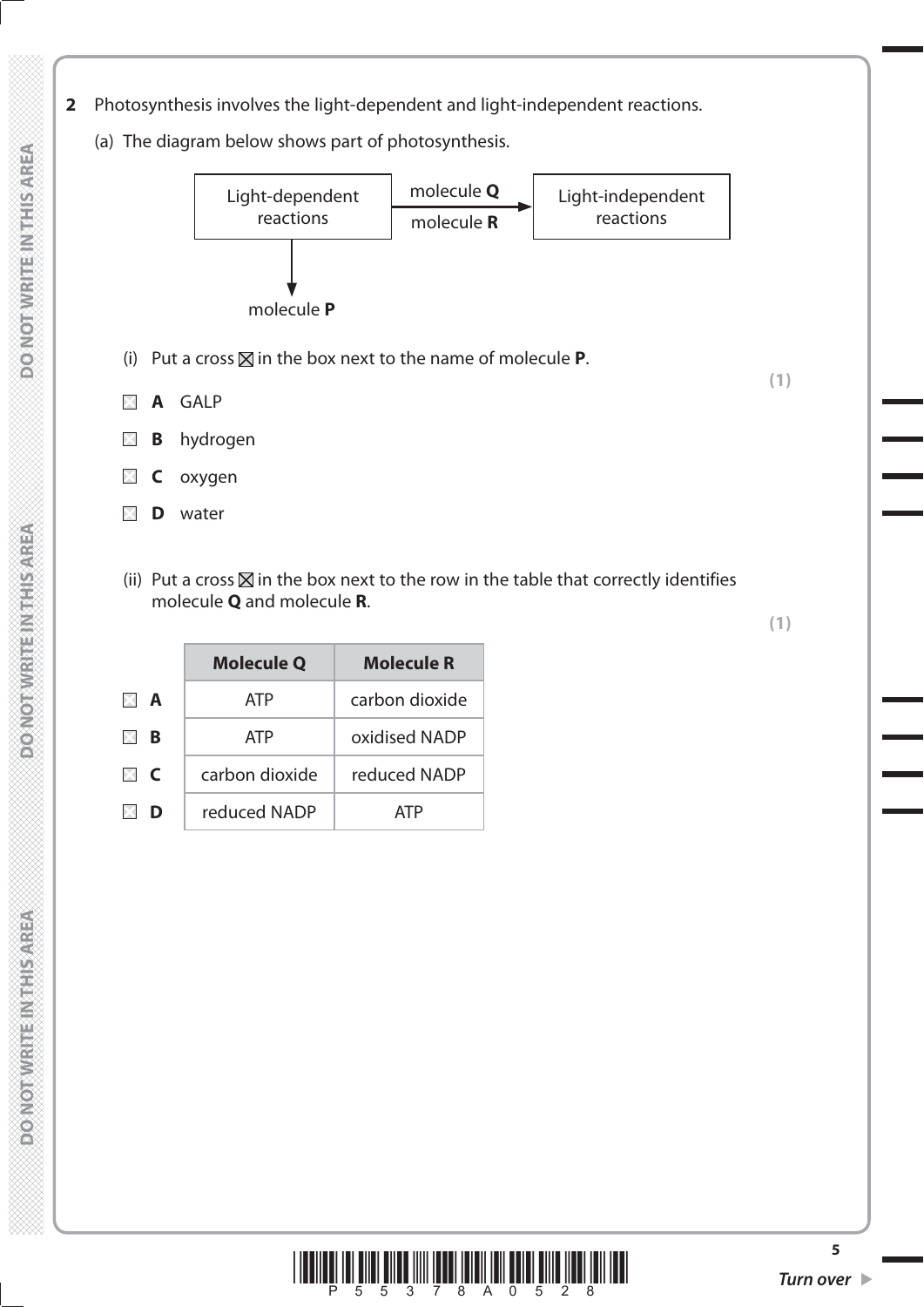**2** Photosynthesis involves the light-dependent and light-independent reactions.

(a) The diagram below shows part of photosynthesis.

Light-dependent reactions → molecule **Q** / molecule **R** → Light-independent reactions

Light-dependent reactions ↓ molecule **P**

(i) Put a cross ☒ in the box next to the name of molecule **P**.

**(1)**

☐ **A** GALP

☐ **B** hydrogen

☐ **C** oxygen

☐ **D** water

(ii) Put a cross ☒ in the box next to the row in the table that correctly identifies molecule **Q** and molecule **R**.

**(1)**

| | **Molecule Q** | **Molecule R** |
|---|---|---|
| ☐ **A** | ATP | carbon dioxide |
| ☐ **B** | ATP | oxidised NADP |
| ☐ **C** | carbon dioxide | reduced NADP |
| ☐ **D** | reduced NADP | ATP |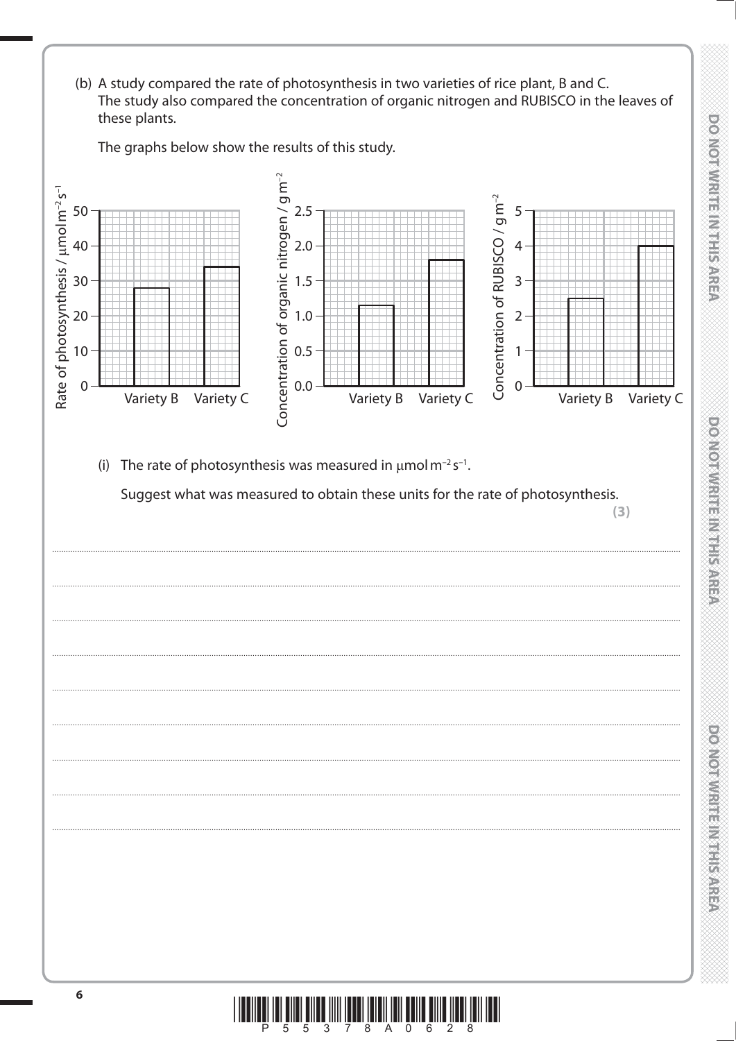(b) A study compared the rate of photosynthesis in two varieties of rice plant, B and C. The study also compared the concentration of organic nitrogen and RUBISCO in the leaves of these plants.

The graphs below show the results of this study.

| | Rate of photosynthesis / $\mu mol\,m^{-2}\,s^{-1}$ | Concentration of organic nitrogen / $g\,m^{-2}$ | Concentration of RUBISCO / $g\,m^{-2}$ |
|---|---|---|---|
| Variety B | 28 | 1.15 | 2.5 |
| Variety C | 34 | 1.8 | 4.0 |

(i) The rate of photosynthesis was measured in $\mu mol\,m^{-2}\,s^{-1}$.

Suggest what was measured to obtain these units for the rate of photosynthesis.

**(3)**

.......................................................................................................................................................................................

.......................................................................................................................................................................................

.......................................................................................................................................................................................

.......................................................................................................................................................................................

.......................................................................................................................................................................................

.......................................................................................................................................................................................

.......................................................................................................................................................................................

.......................................................................................................................................................................................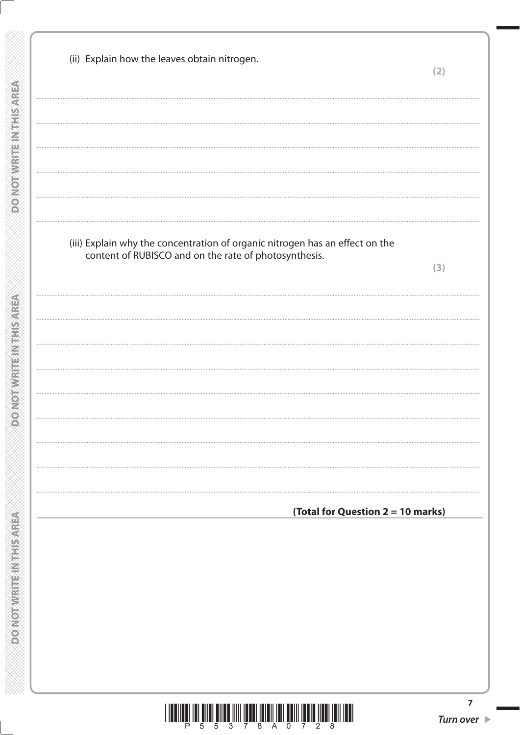(ii) Explain how the leaves obtain nitrogen.

**(2)**

.......................................................................................................................................................................................................................

.......................................................................................................................................................................................................................

.......................................................................................................................................................................................................................

.......................................................................................................................................................................................................................

.......................................................................................................................................................................................................................

(iii) Explain why the concentration of organic nitrogen has an effect on the content of RUBISCO and on the rate of photosynthesis.

**(3)**

.......................................................................................................................................................................................................................

.......................................................................................................................................................................................................................

.......................................................................................................................................................................................................................

.......................................................................................................................................................................................................................

.......................................................................................................................................................................................................................

.......................................................................................................................................................................................................................

.......................................................................................................................................................................................................................

.......................................................................................................................................................................................................................

**(Total for Question 2 = 10 marks)**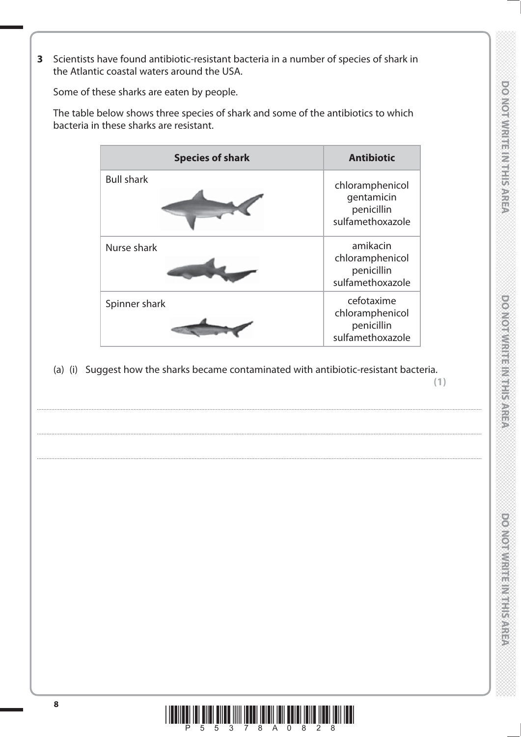**3** Scientists have found antibiotic-resistant bacteria in a number of species of shark in the Atlantic coastal waters around the USA.

Some of these sharks are eaten by people.

The table below shows three species of shark and some of the antibiotics to which bacteria in these sharks are resistant.

| Species of shark | Antibiotic |
|---|---|
| Bull shark | chloramphenicol<br>gentamicin<br>penicillin<br>sulfamethoxazole |
| Nurse shark | amikacin<br>chloramphenicol<br>penicillin<br>sulfamethoxazole |
| Spinner shark | cefotaxime<br>chloramphenicol<br>penicillin<br>sulfamethoxazole |

(a) (i) Suggest how the sharks became contaminated with antibiotic-resistant bacteria.

**(1)**

.......................................................................................................................................................................................................................................................................................

.......................................................................................................................................................................................................................................................................................

.......................................................................................................................................................................................................................................................................................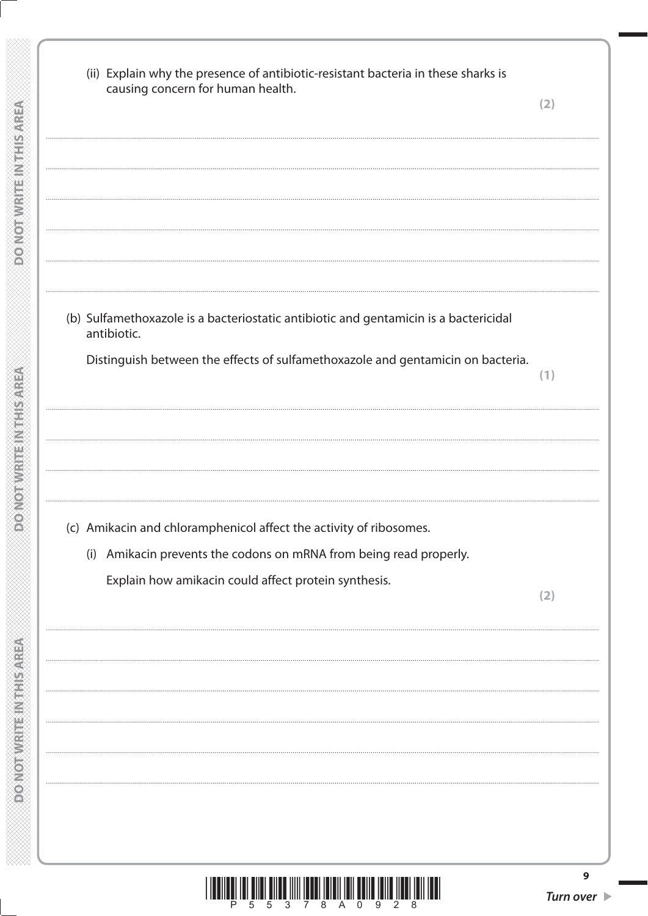(ii) Explain why the presence of antibiotic-resistant bacteria in these sharks is causing concern for human health.
**(2)**

.......................................................................................................................................................................................................................

.......................................................................................................................................................................................................................

.......................................................................................................................................................................................................................

.......................................................................................................................................................................................................................

.......................................................................................................................................................................................................................

(b) Sulfamethoxazole is a bacteriostatic antibiotic and gentamicin is a bactericidal antibiotic.

Distinguish between the effects of sulfamethoxazole and gentamicin on bacteria.
**(1)**

.......................................................................................................................................................................................................................

.......................................................................................................................................................................................................................

.......................................................................................................................................................................................................................

.......................................................................................................................................................................................................................

(c) Amikacin and chloramphenicol affect the activity of ribosomes.

(i) Amikacin prevents the codons on mRNA from being read properly.

Explain how amikacin could affect protein synthesis.
**(2)**

.......................................................................................................................................................................................................................

.......................................................................................................................................................................................................................

.......................................................................................................................................................................................................................

.......................................................................................................................................................................................................................

.......................................................................................................................................................................................................................

.......................................................................................................................................................................................................................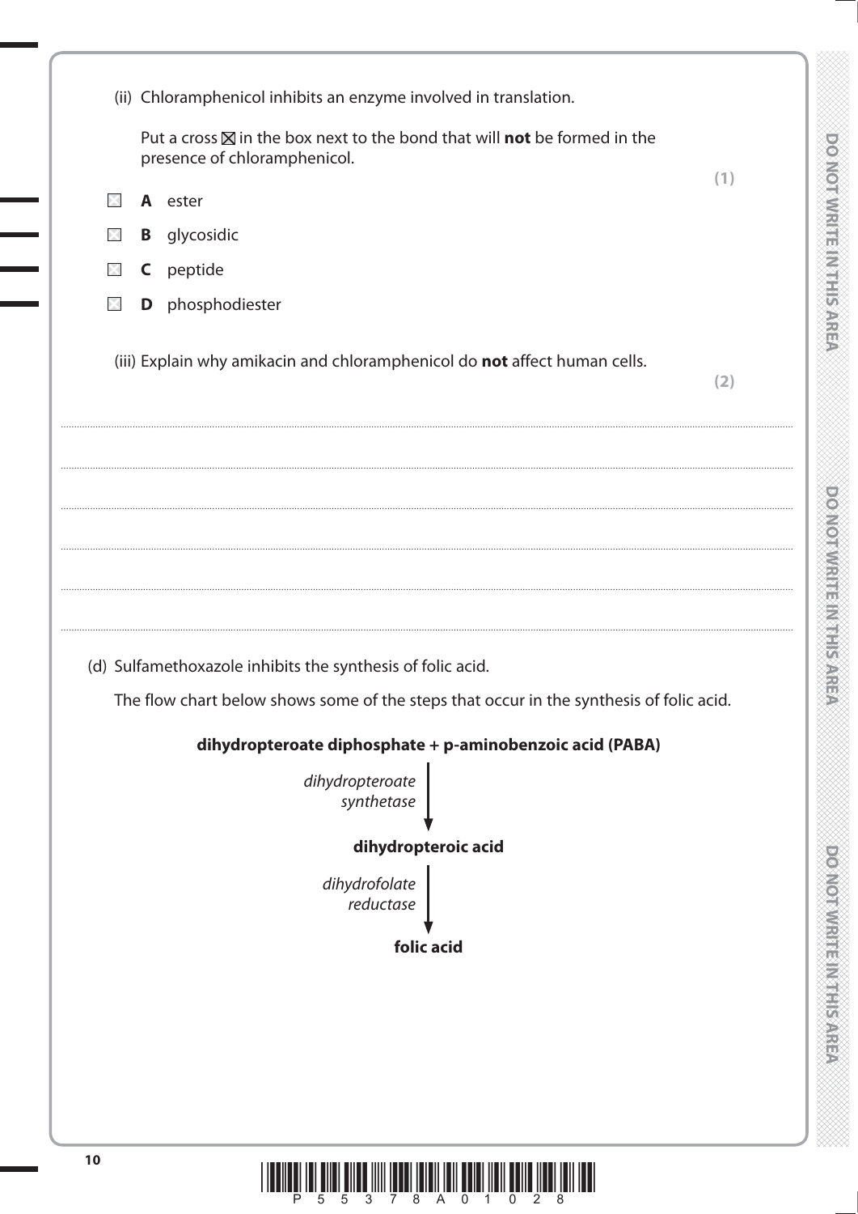(ii) Chloramphenicol inhibits an enzyme involved in translation.

Put a cross ☒ in the box next to the bond that will **not** be formed in the presence of chloramphenicol.

**(1)**

☐ **A** ester

☐ **B** glycosidic

☐ **C** peptide

☐ **D** phosphodiester

(iii) Explain why amikacin and chloramphenicol do **not** affect human cells.

**(2)**

.......................................................................................................................................................................................................

.......................................................................................................................................................................................................

.......................................................................................................................................................................................................

.......................................................................................................................................................................................................

.......................................................................................................................................................................................................

(d) Sulfamethoxazole inhibits the synthesis of folic acid.

The flow chart below shows some of the steps that occur in the synthesis of folic acid.

**dihydropteroate diphosphate + p-aminobenzoic acid (PABA)**

↓ *dihydropteroate synthetase*

**dihydropteroic acid**

↓ *dihydrofolate reductase*

**folic acid**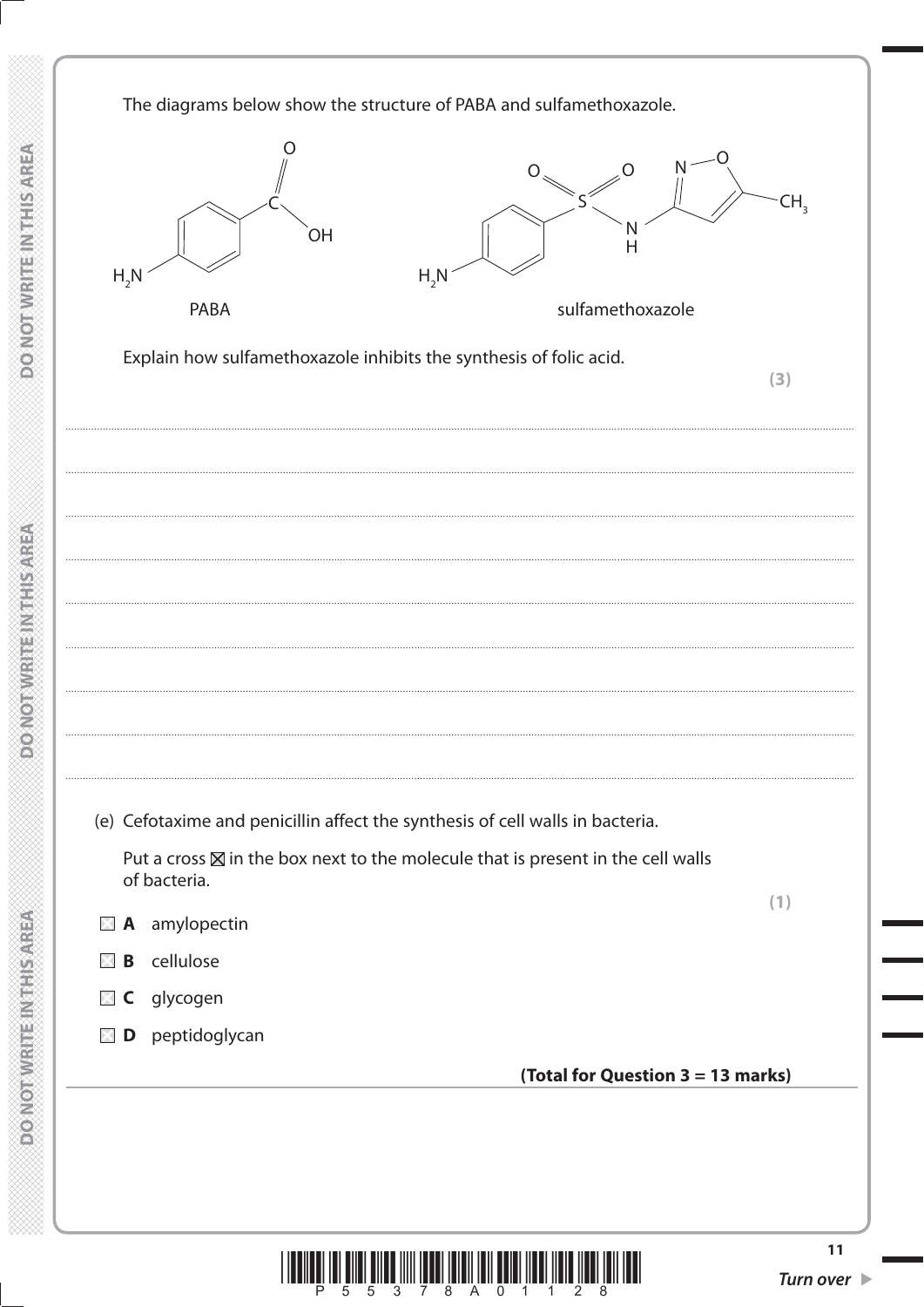The diagrams below show the structure of PABA and sulfamethoxazole.

PABA

sulfamethoxazole

Explain how sulfamethoxazole inhibits the synthesis of folic acid.

**(3)**

.................................................................................................................................................................................

.................................................................................................................................................................................

.................................................................................................................................................................................

.................................................................................................................................................................................

.................................................................................................................................................................................

.................................................................................................................................................................................

.................................................................................................................................................................................

.................................................................................................................................................................................

(e) Cefotaxime and penicillin affect the synthesis of cell walls in bacteria.

Put a cross ☒ in the box next to the molecule that is present in the cell walls of bacteria.

**(1)**

☐ **A** amylopectin

☐ **B** cellulose

☐ **C** glycogen

☐ **D** peptidoglycan

**(Total for Question 3 = 13 marks)**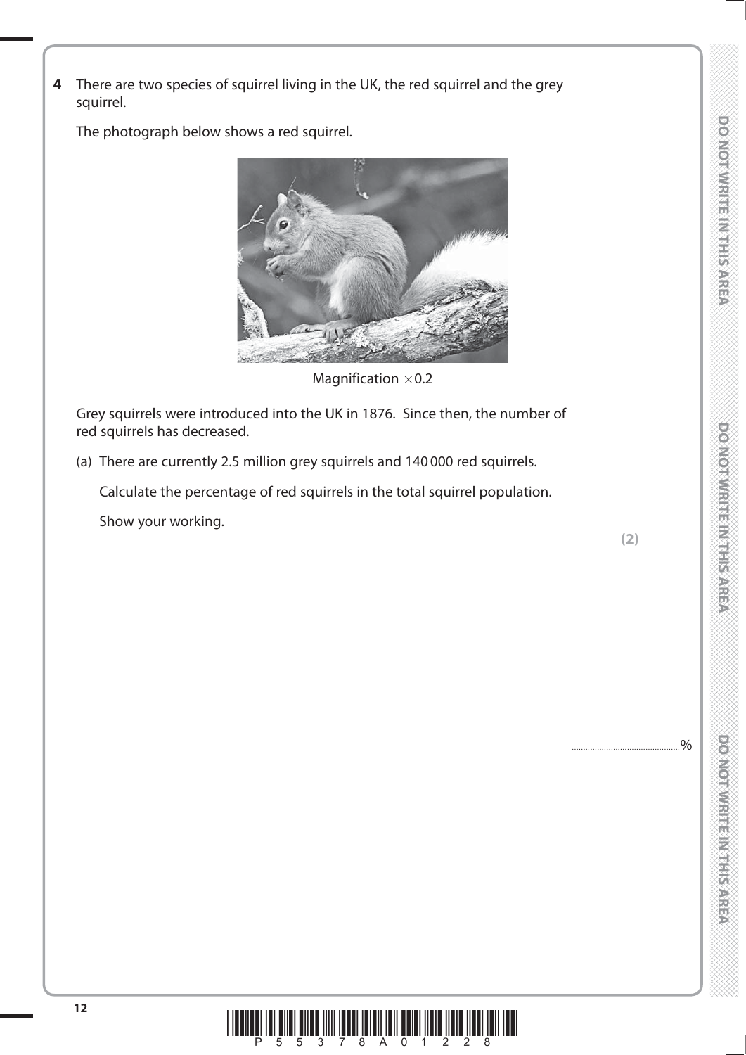**4** There are two species of squirrel living in the UK, the red squirrel and the grey squirrel.

The photograph below shows a red squirrel.

Magnification $\times 0.2$

Grey squirrels were introduced into the UK in 1876. Since then, the number of red squirrels has decreased.

(a) There are currently 2.5 million grey squirrels and 140 000 red squirrels.

Calculate the percentage of red squirrels in the total squirrel population.

Show your working.

**(2)**

..............................................%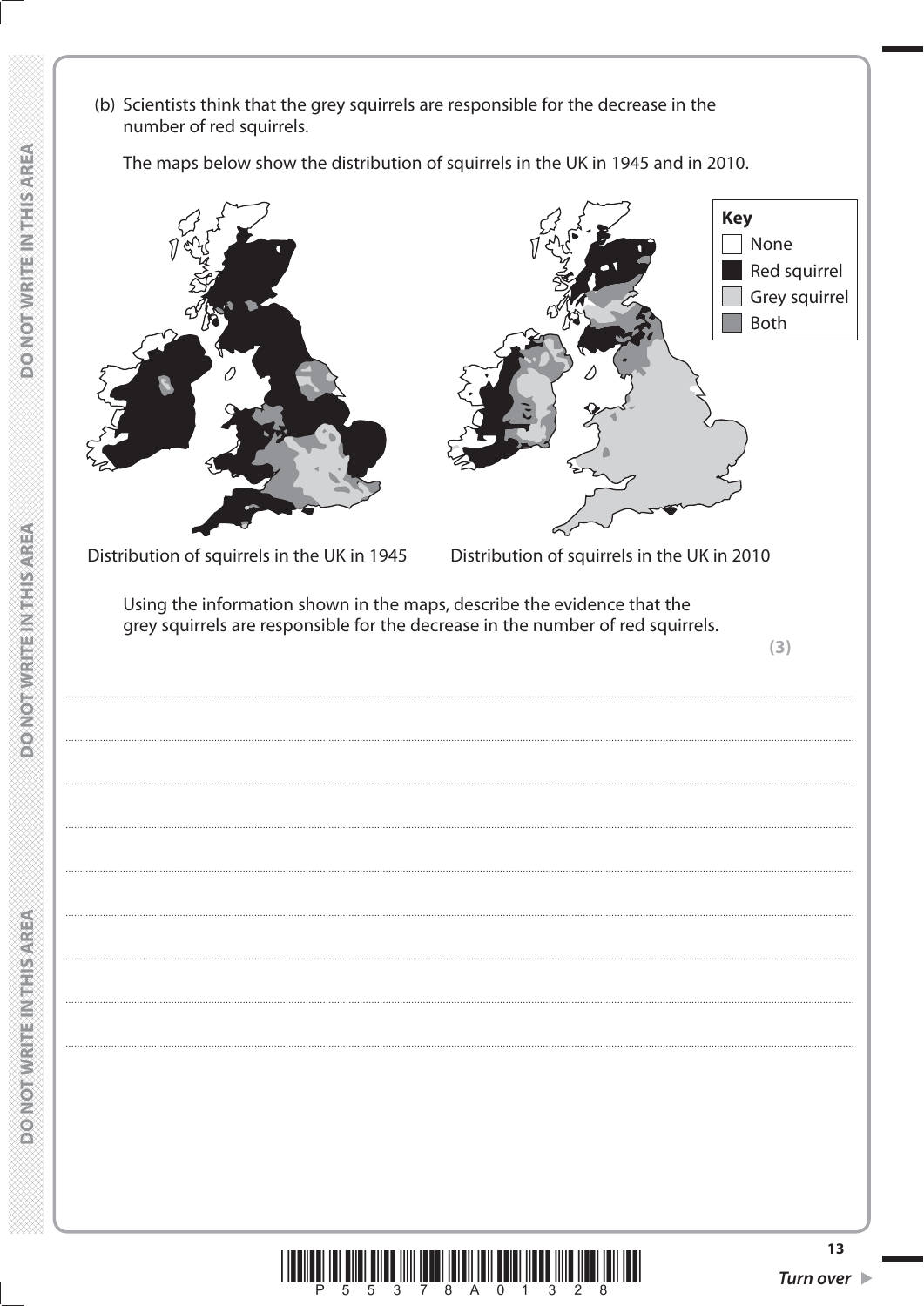(b) Scientists think that the grey squirrels are responsible for the decrease in the number of red squirrels.

The maps below show the distribution of squirrels in the UK in 1945 and in 2010.

**Key**
- None
- Red squirrel
- Grey squirrel
- Both

Distribution of squirrels in the UK in 1945

Distribution of squirrels in the UK in 2010

Using the information shown in the maps, describe the evidence that the grey squirrels are responsible for the decrease in the number of red squirrels.

**(3)**

.......................................................................................................................................................................................................................................................

.......................................................................................................................................................................................................................................................

.......................................................................................................................................................................................................................................................

.......................................................................................................................................................................................................................................................

.......................................................................................................................................................................................................................................................

.......................................................................................................................................................................................................................................................

.......................................................................................................................................................................................................................................................

.......................................................................................................................................................................................................................................................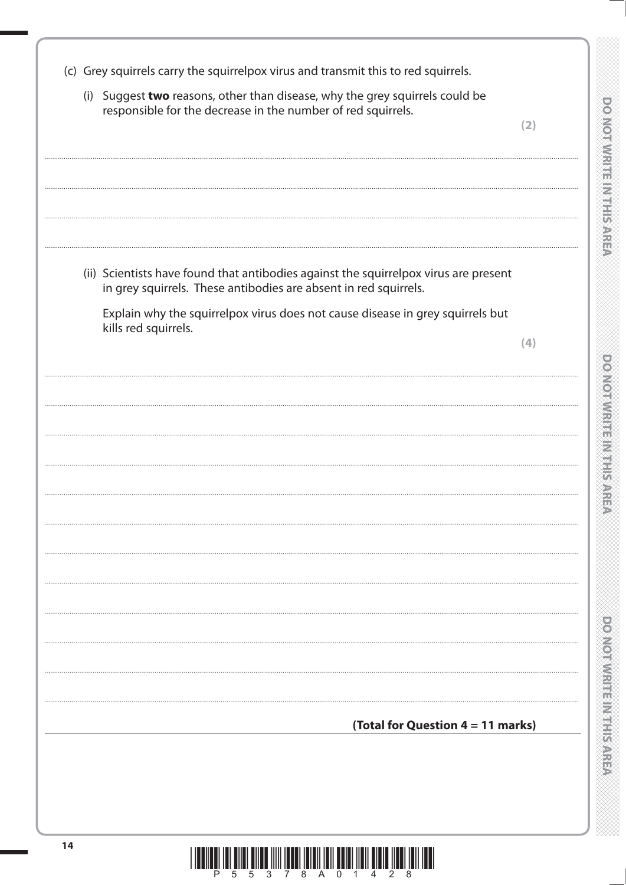(c) Grey squirrels carry the squirrelpox virus and transmit this to red squirrels.

(i) Suggest **two** reasons, other than disease, why the grey squirrels could be responsible for the decrease in the number of red squirrels.

**(2)**

(ii) Scientists have found that antibodies against the squirrelpox virus are present in grey squirrels. These antibodies are absent in red squirrels.

Explain why the squirrelpox virus does not cause disease in grey squirrels but kills red squirrels.

**(4)**

**(Total for Question 4 = 11 marks)**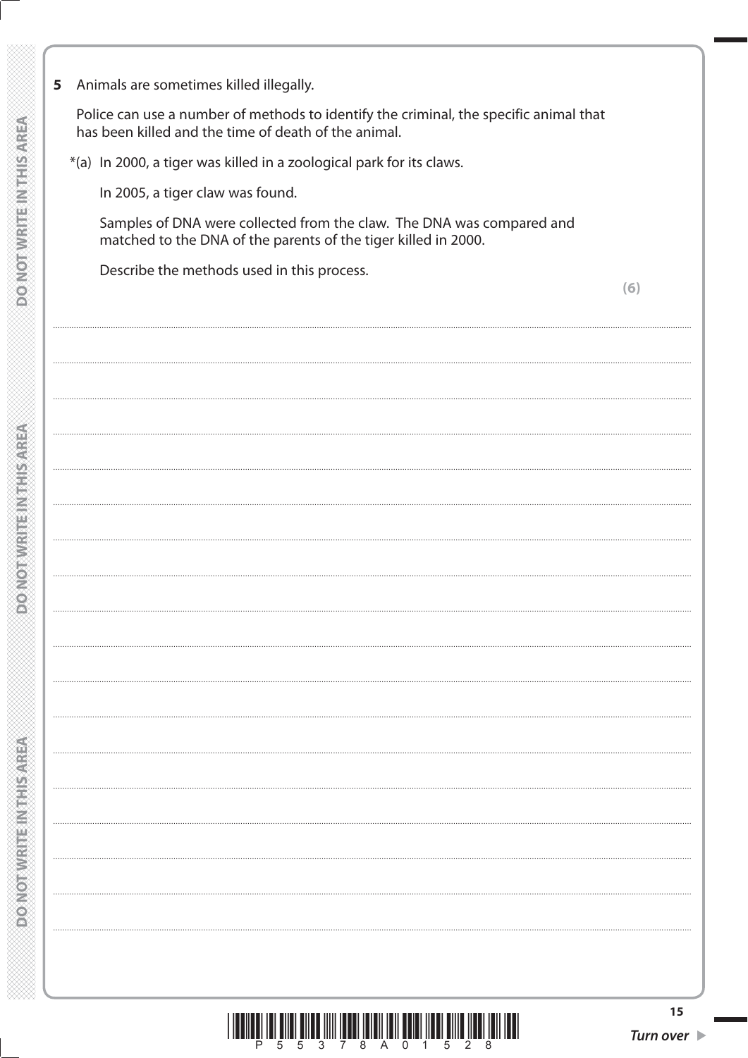**5** Animals are sometimes killed illegally.

Police can use a number of methods to identify the criminal, the specific animal that has been killed and the time of death of the animal.

*(a) In 2000, a tiger was killed in a zoological park for its claws.

In 2005, a tiger claw was found.

Samples of DNA were collected from the claw. The DNA was compared and matched to the DNA of the parents of the tiger killed in 2000.

Describe the methods used in this process.

**(6)**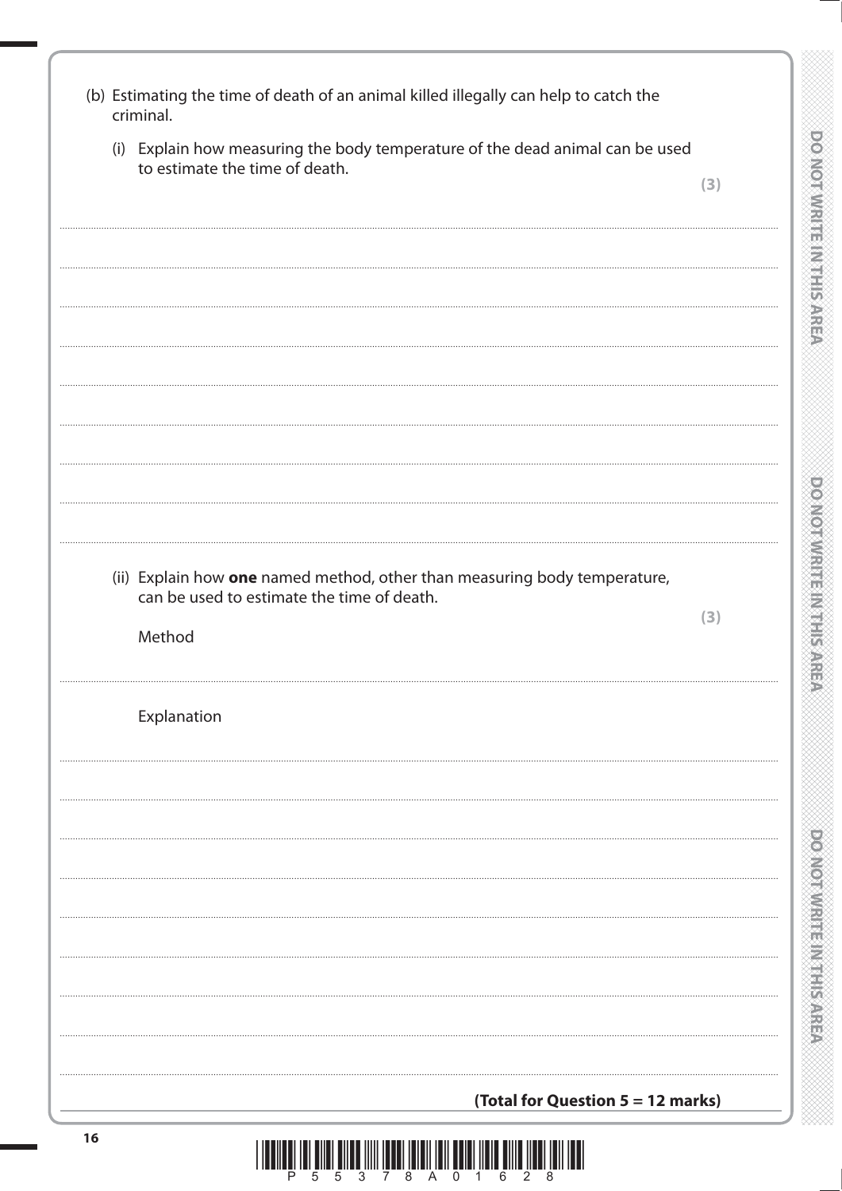(b) Estimating the time of death of an animal killed illegally can help to catch the criminal.

(i) Explain how measuring the body temperature of the dead animal can be used to estimate the time of death.

**(3)**

.......................................................................................................................................................................................................

.......................................................................................................................................................................................................

.......................................................................................................................................................................................................

.......................................................................................................................................................................................................

.......................................................................................................................................................................................................

.......................................................................................................................................................................................................

.......................................................................................................................................................................................................

.......................................................................................................................................................................................................

(ii) Explain how **one** named method, other than measuring body temperature, can be used to estimate the time of death.

**(3)**

Method

.......................................................................................................................................................................................................

Explanation

.......................................................................................................................................................................................................

.......................................................................................................................................................................................................

.......................................................................................................................................................................................................

.......................................................................................................................................................................................................

.......................................................................................................................................................................................................

.......................................................................................................................................................................................................

.......................................................................................................................................................................................................

.......................................................................................................................................................................................................

**(Total for Question 5 = 12 marks)**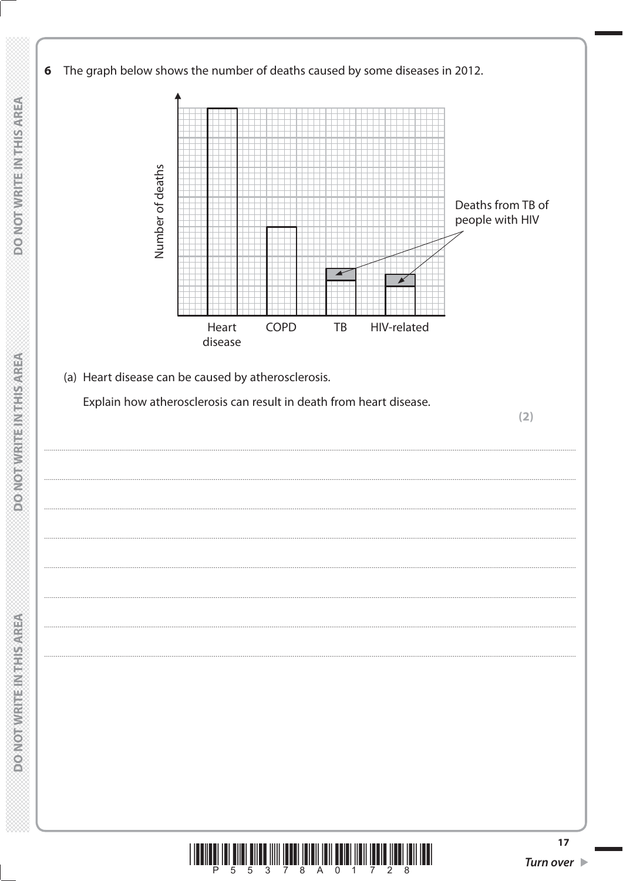**6** The graph below shows the number of deaths caused by some diseases in 2012.

Number of deaths

Heart disease | COPD | TB | HIV-related

Deaths from TB of people with HIV

(a) Heart disease can be caused by atherosclerosis.

Explain how atherosclerosis can result in death from heart disease.

**(2)**

........................................................................................................................................................................................

........................................................................................................................................................................................

........................................................................................................................................................................................

........................................................................................................................................................................................

........................................................................................................................................................................................

........................................................................................................................................................................................

........................................................................................................................................................................................

........................................................................................................................................................................................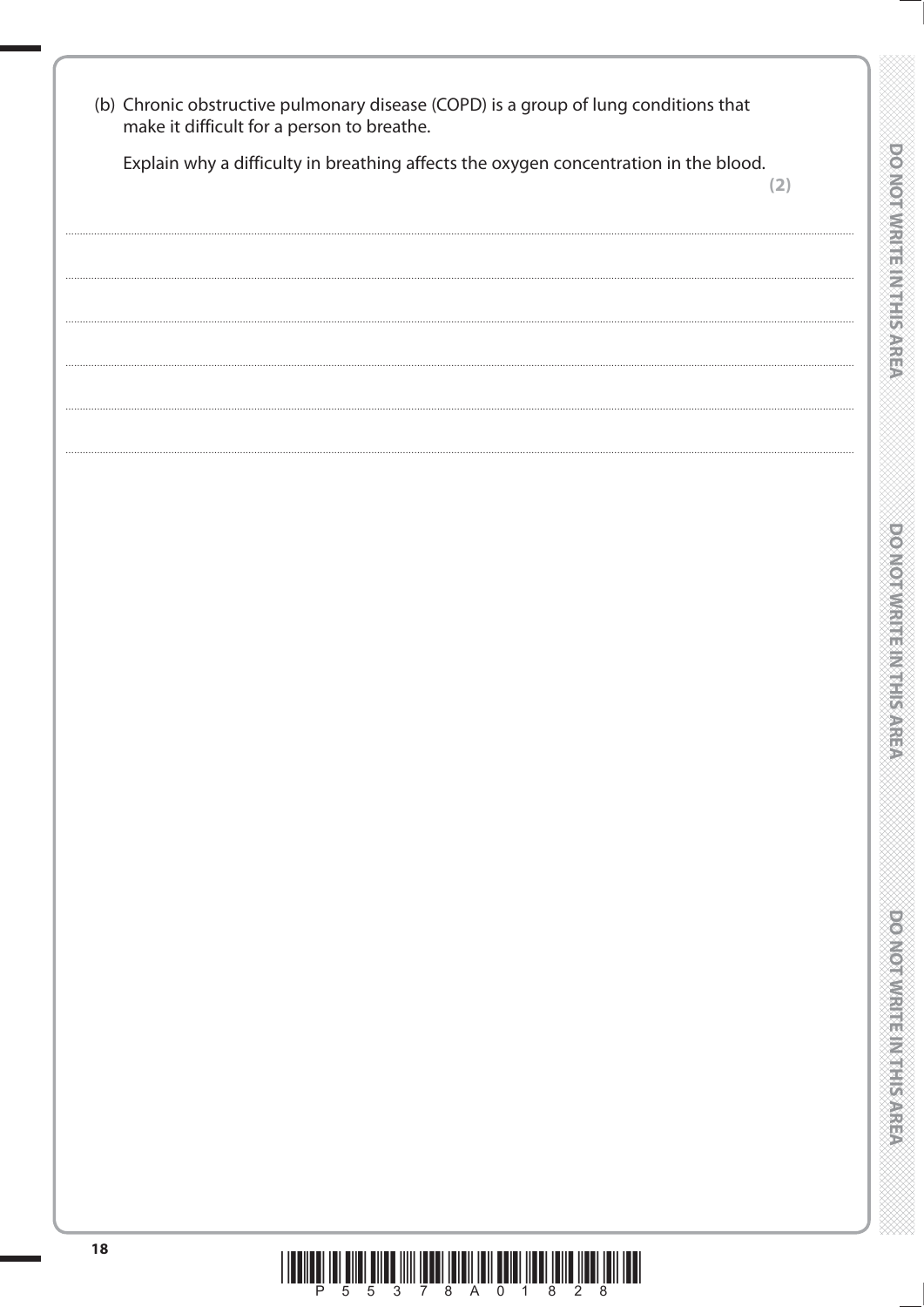(b) Chronic obstructive pulmonary disease (COPD) is a group of lung conditions that make it difficult for a person to breathe.

Explain why a difficulty in breathing affects the oxygen concentration in the blood.

**(2)**

.......................................................................................................................................................................................

.......................................................................................................................................................................................

.......................................................................................................................................................................................

.......................................................................................................................................................................................

.......................................................................................................................................................................................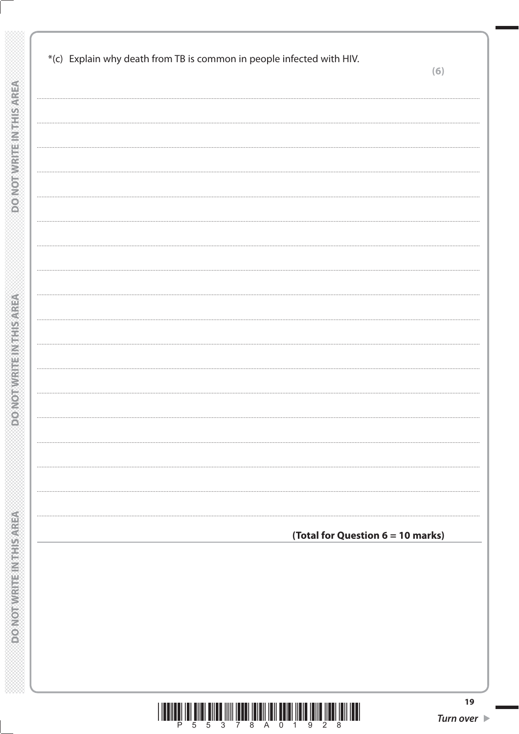*(c) Explain why death from TB is common in people infected with HIV.

**(6)**

**(Total for Question 6 = 10 marks)**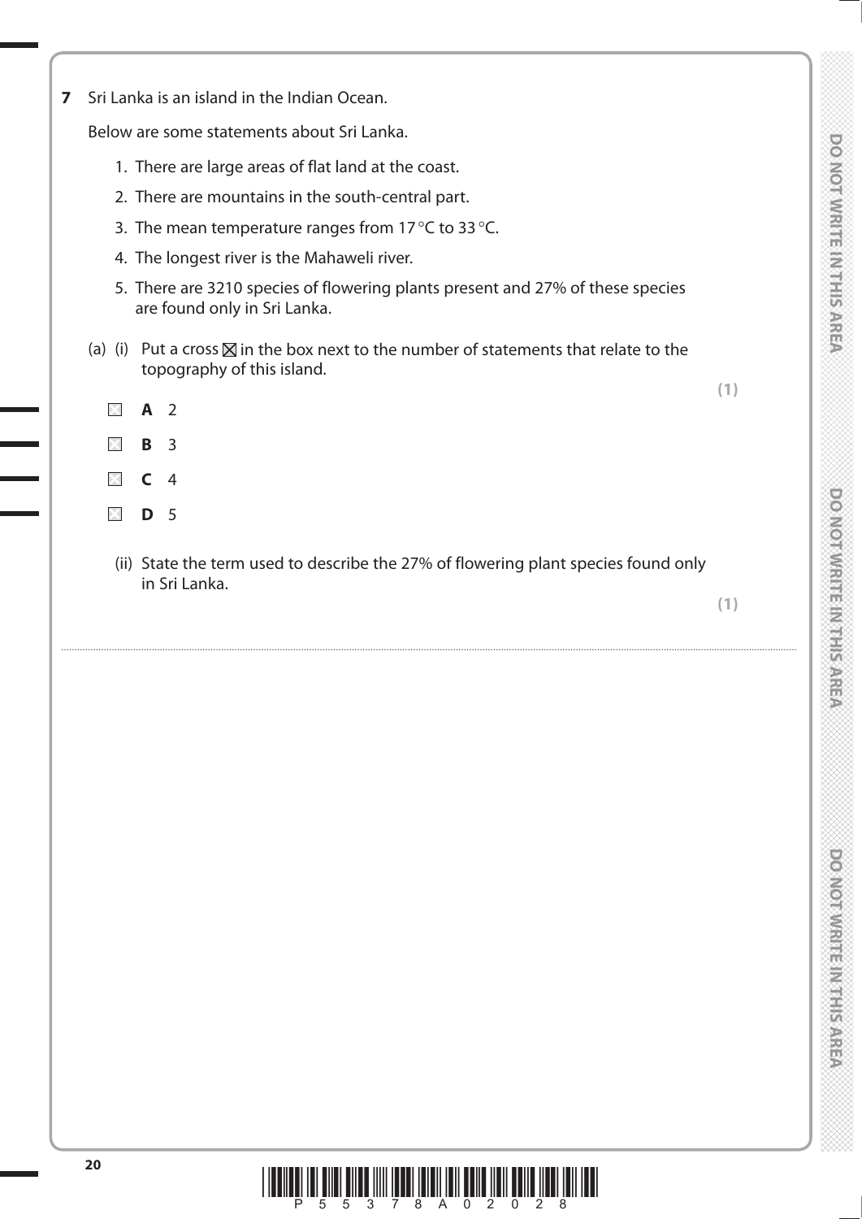**7** Sri Lanka is an island in the Indian Ocean.

Below are some statements about Sri Lanka.

1. There are large areas of flat land at the coast.
2. There are mountains in the south-central part.
3. The mean temperature ranges from 17 °C to 33 °C.
4. The longest river is the Mahaweli river.
5. There are 3210 species of flowering plants present and 27% of these species are found only in Sri Lanka.

(a) (i) Put a cross ☒ in the box next to the number of statements that relate to the topography of this island.

**(1)**

☐ **A** 2

☐ **B** 3

☐ **C** 4

☐ **D** 5

(ii) State the term used to describe the 27% of flowering plant species found only in Sri Lanka.

**(1)**

..........................................................................................................................................................................................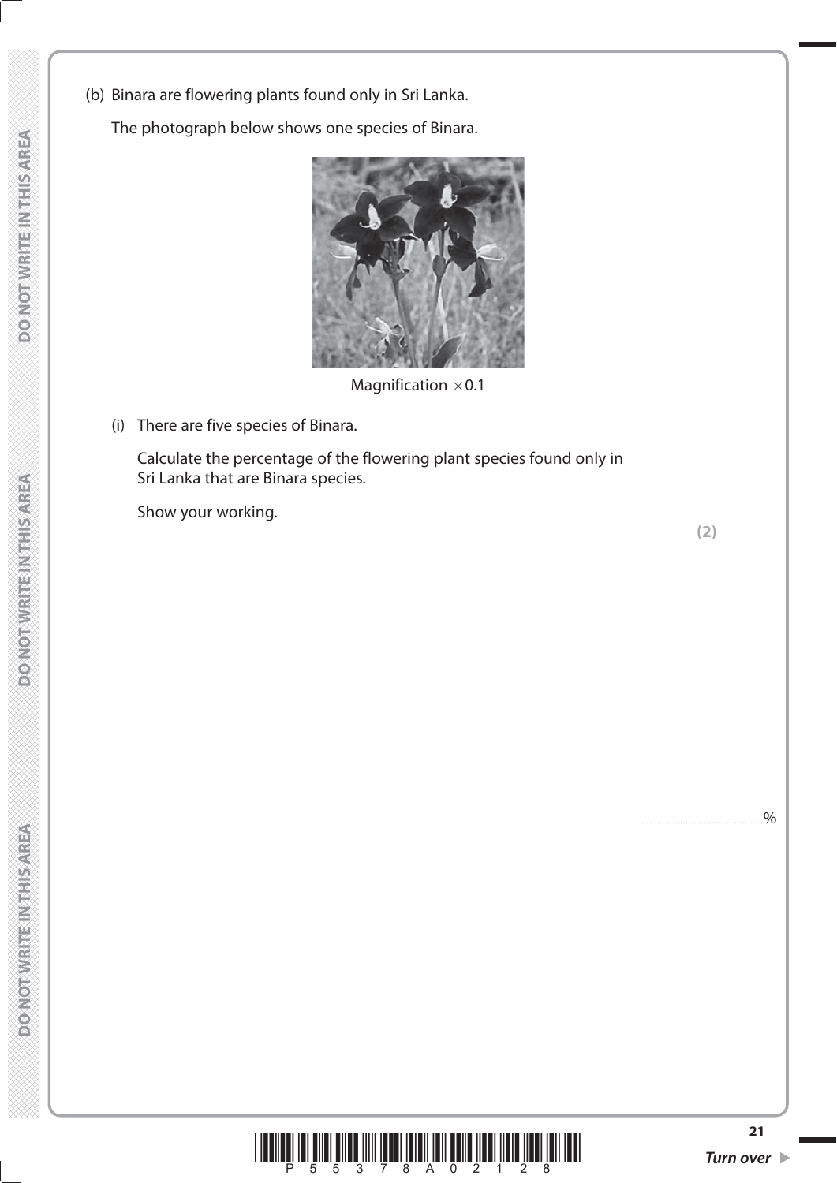(b) Binara are flowering plants found only in Sri Lanka.

The photograph below shows one species of Binara.

Magnification $\times 0.1$

(i) There are five species of Binara.

Calculate the percentage of the flowering plant species found only in Sri Lanka that are Binara species.

Show your working.

**(2)**

..............................................%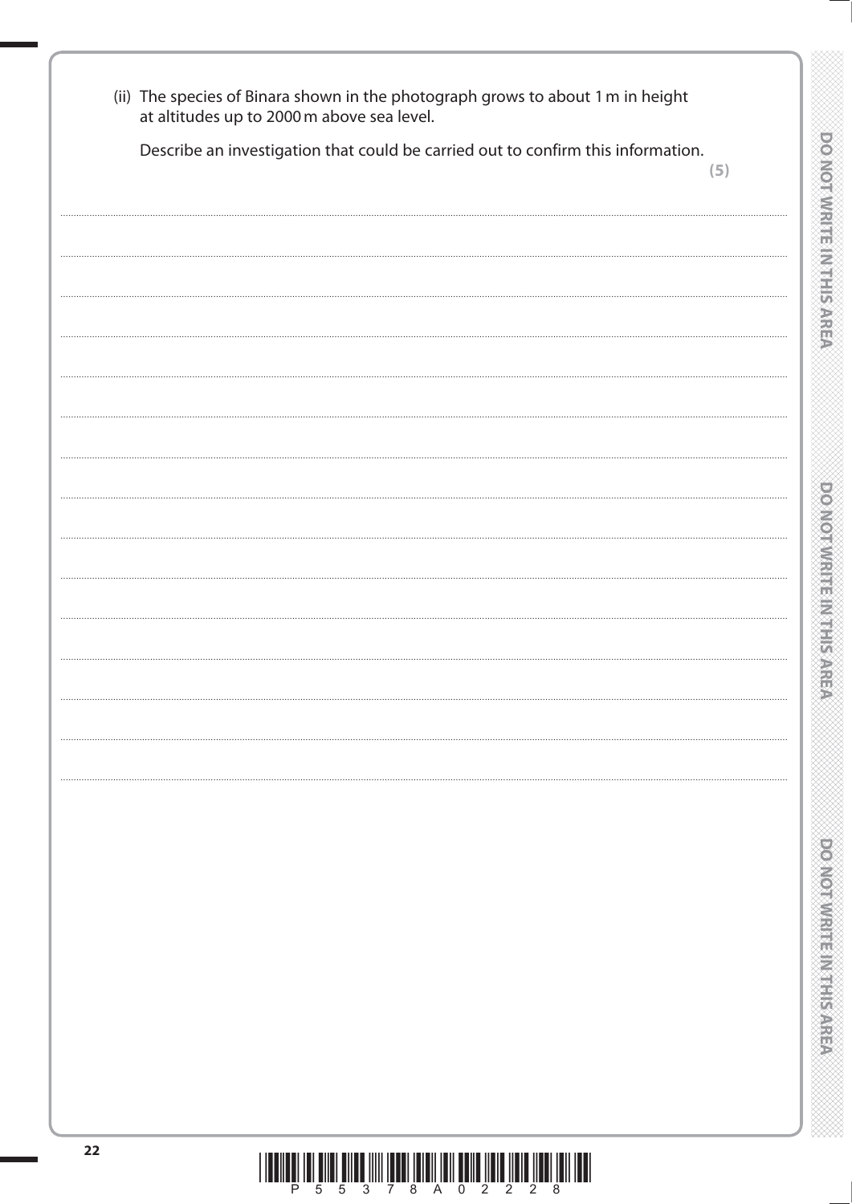(ii) The species of Binara shown in the photograph grows to about 1 m in height at altitudes up to 2000 m above sea level.

Describe an investigation that could be carried out to confirm this information.

**(5)**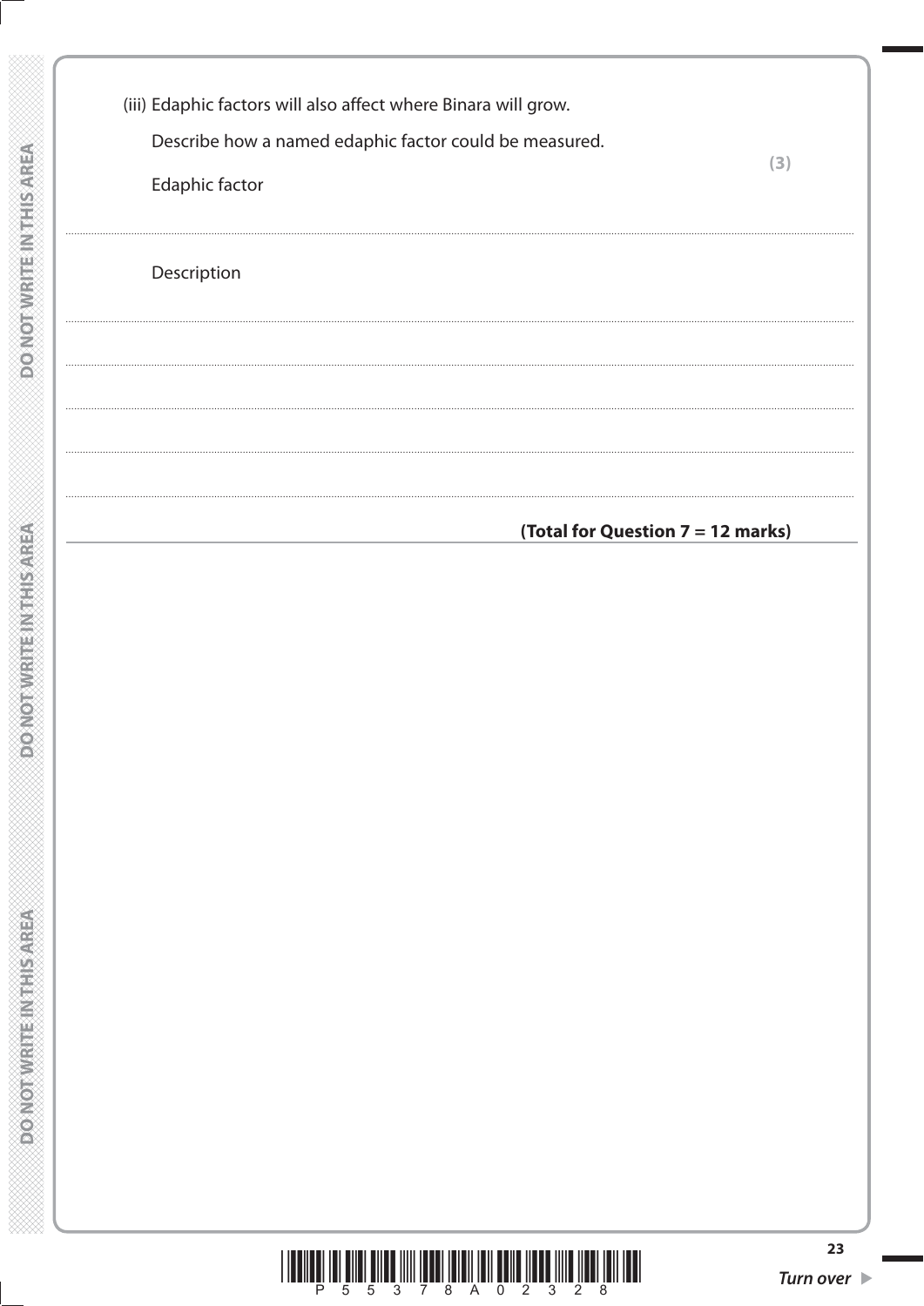(iii) Edaphic factors will also affect where Binara will grow.

Describe how a named edaphic factor could be measured.

**(3)**

Edaphic factor

.......................................................................................................................................................................................................................

Description

.......................................................................................................................................................................................................................

.......................................................................................................................................................................................................................

.......................................................................................................................................................................................................................

.......................................................................................................................................................................................................................

**(Total for Question 7 = 12 marks)**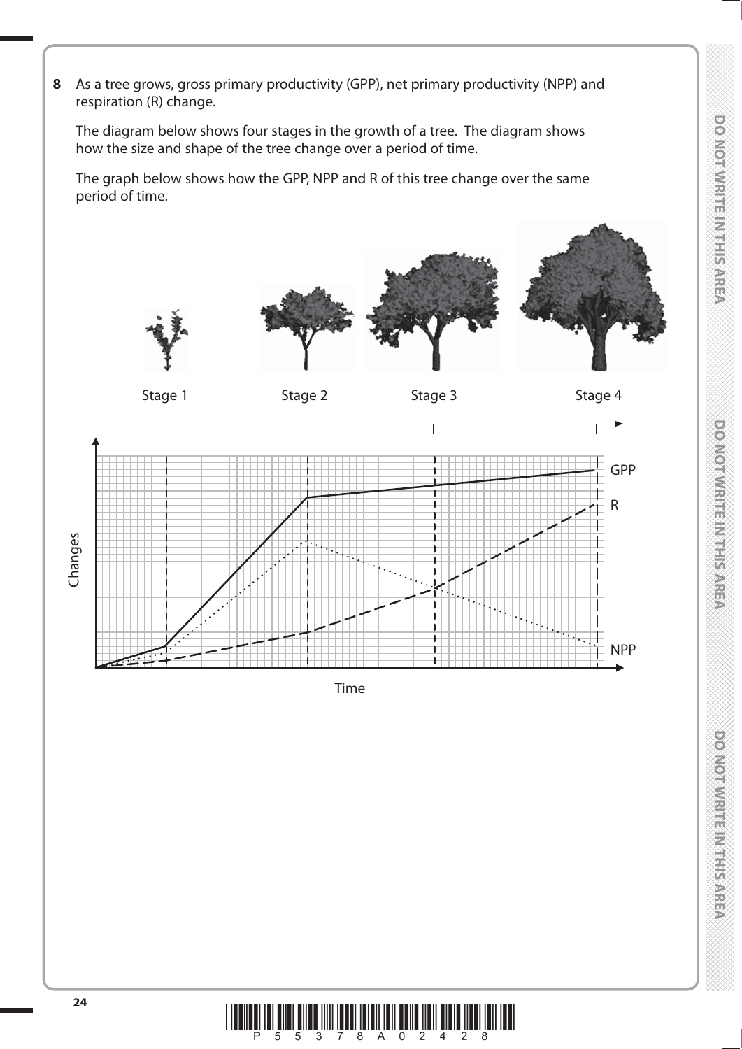**8** As a tree grows, gross primary productivity (GPP), net primary productivity (NPP) and respiration (R) change.

The diagram below shows four stages in the growth of a tree. The diagram shows how the size and shape of the tree change over a period of time.

The graph below shows how the GPP, NPP and R of this tree change over the same period of time.

Stage 1 Stage 2 Stage 3 Stage 4

Changes

GPP

R

NPP

Time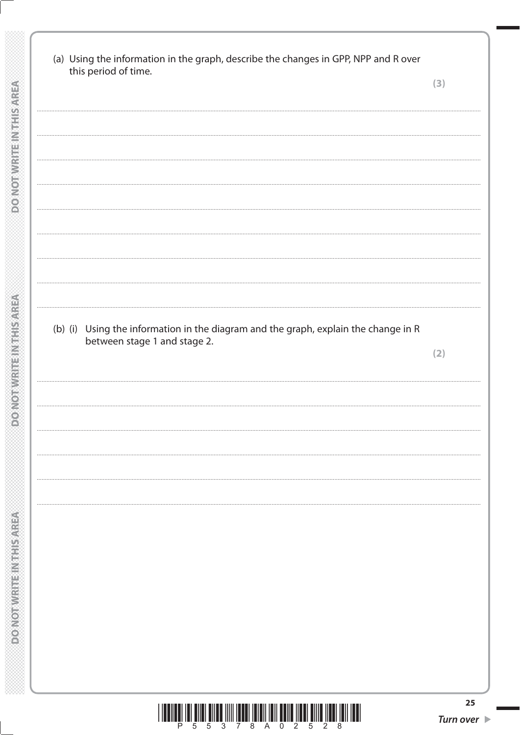(a) Using the information in the graph, describe the changes in GPP, NPP and R over this period of time.

**(3)**

.......................................................................................................................................................................................................................

.......................................................................................................................................................................................................................

.......................................................................................................................................................................................................................

.......................................................................................................................................................................................................................

.......................................................................................................................................................................................................................

.......................................................................................................................................................................................................................

.......................................................................................................................................................................................................................

.......................................................................................................................................................................................................................

(b) (i) Using the information in the diagram and the graph, explain the change in R between stage 1 and stage 2.

**(2)**

.......................................................................................................................................................................................................................

.......................................................................................................................................................................................................................

.......................................................................................................................................................................................................................

.......................................................................................................................................................................................................................

.......................................................................................................................................................................................................................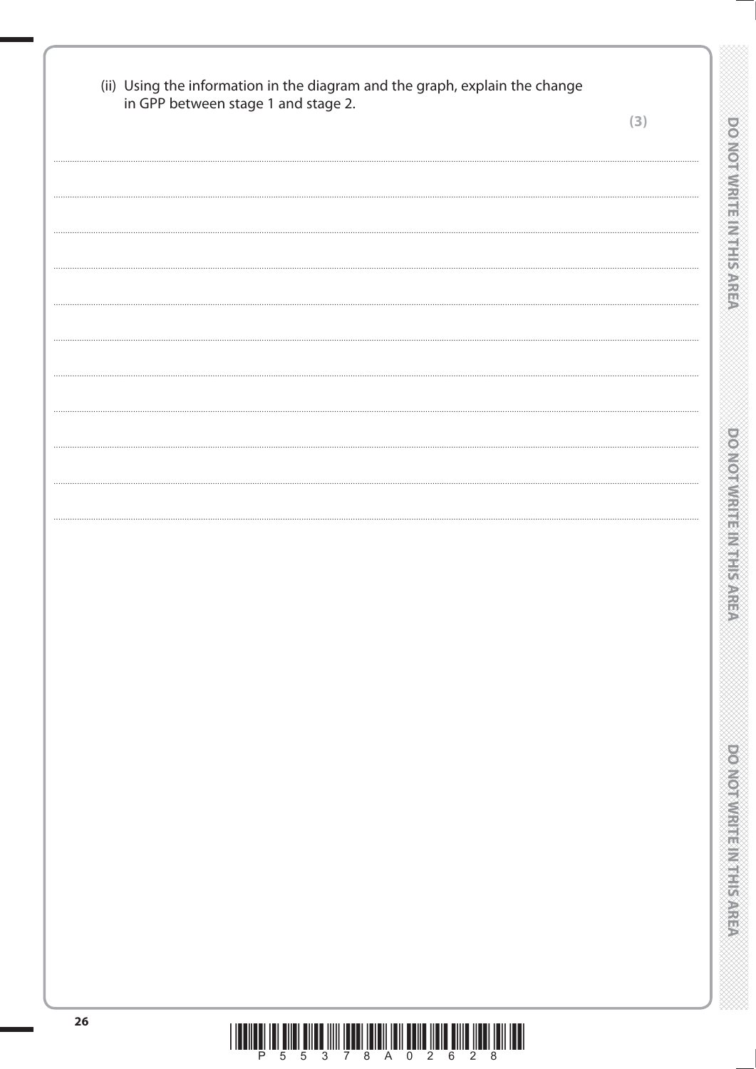(ii) Using the information in the diagram and the graph, explain the change in GPP between stage 1 and stage 2.

**(3)**

........................................................................................................................................................................................................

........................................................................................................................................................................................................

........................................................................................................................................................................................................

........................................................................................................................................................................................................

........................................................................................................................................................................................................

........................................................................................................................................................................................................

........................................................................................................................................................................................................

........................................................................................................................................................................................................

........................................................................................................................................................................................................

........................................................................................................................................................................................................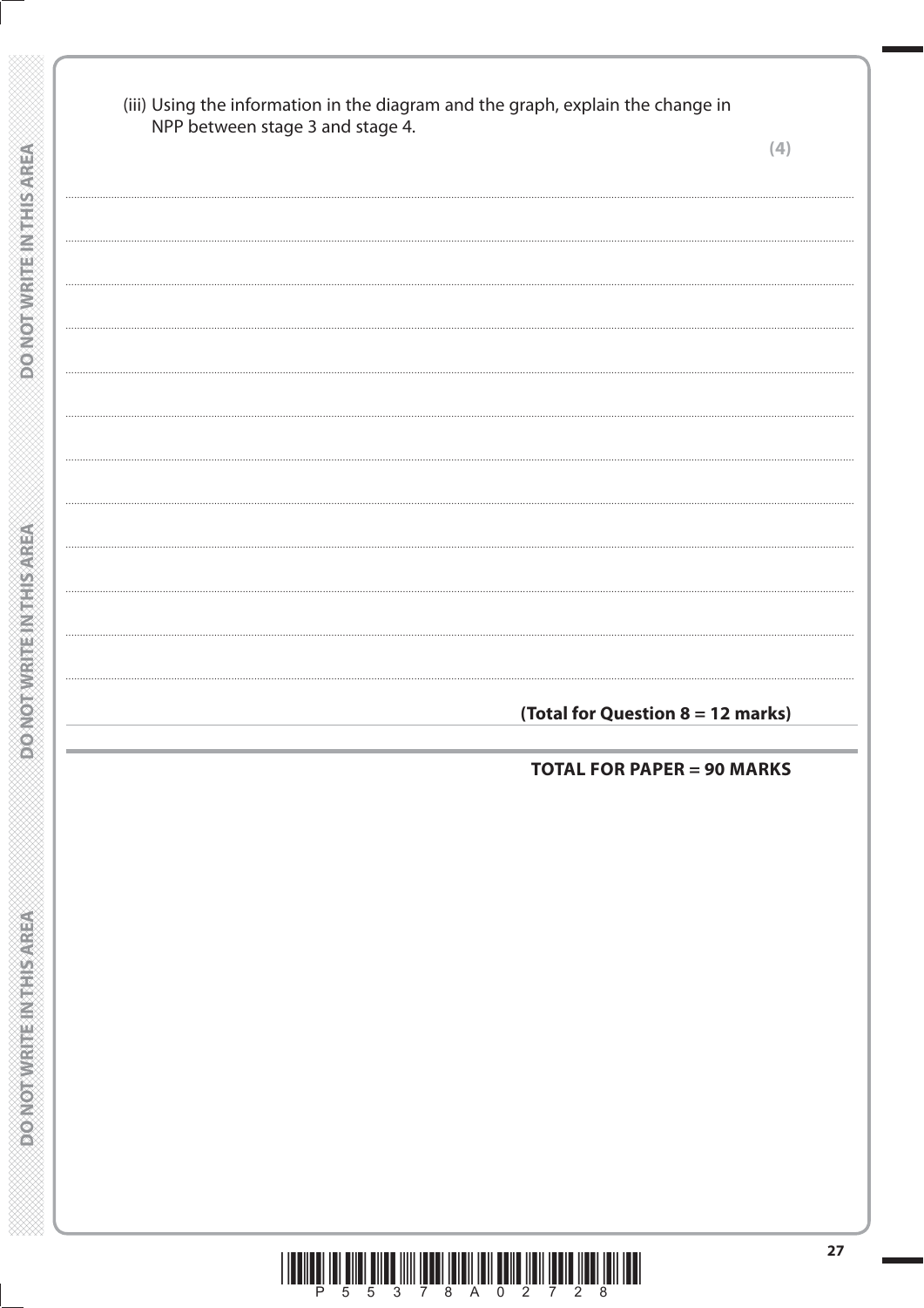(iii) Using the information in the diagram and the graph, explain the change in NPP between stage 3 and stage 4.

**(4)**

.......................................................................................................................................................................................

.......................................................................................................................................................................................

.......................................................................................................................................................................................

.......................................................................................................................................................................................

.......................................................................................................................................................................................

.......................................................................................................................................................................................

.......................................................................................................................................................................................

.......................................................................................................................................................................................

.......................................................................................................................................................................................

.......................................................................................................................................................................................

.......................................................................................................................................................................................

.......................................................................................................................................................................................

**(Total for Question 8 = 12 marks)**

**TOTAL FOR PAPER = 90 MARKS**